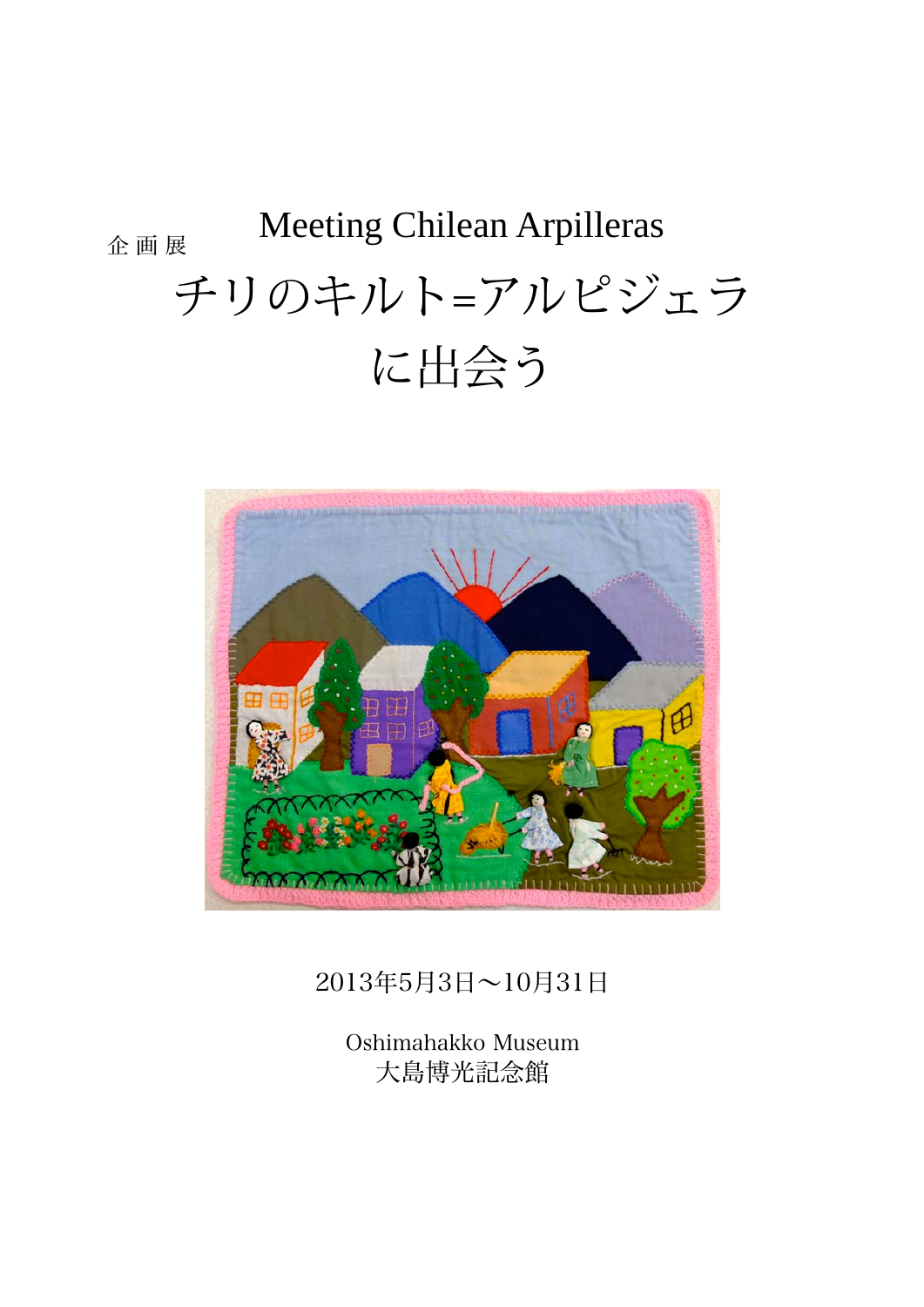企 画 展

# Meeting Chilean Arpilleras

# チリのキルト=アルピジェラ
# に出会う

2013年5月3日～10月31日

Oshimahakko Museum
大島博光記念館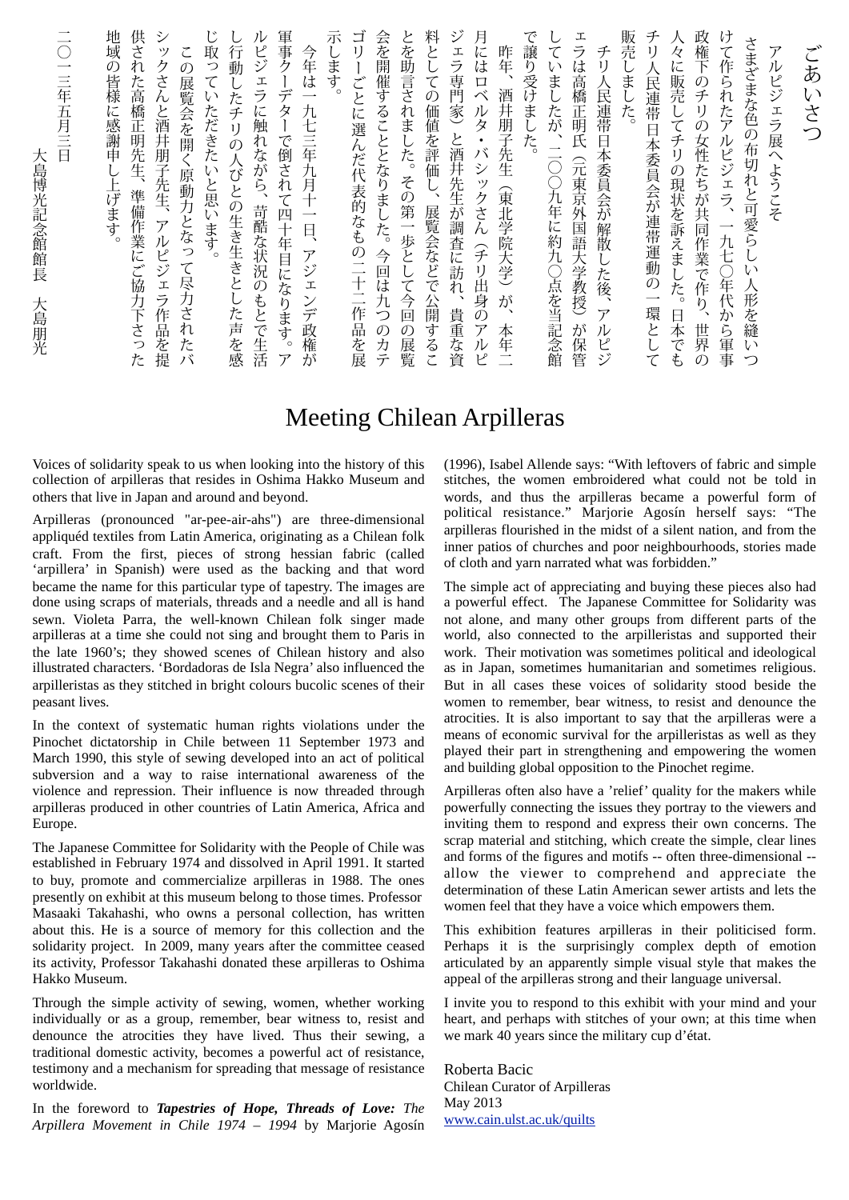# ごあいさつ

アルピジェラ展へようこそ

さまざまな色の布切れと可愛らしい人形を縫いつけて作られたアルピジェラ、一九七〇年代から軍事政権下のチリの女性たちが共同作業で作り、世界の人々に販売してチリの現状を訴えました。日本でもチリ人民連帯日本委員会が連帯運動の一環として販売しました。

チリ人民連帯日本委員会が解散した後、アルピジェラは高橋正明氏（元東京外国語大学教授）が保管していましたが、二〇〇九年に約九〇点を当記念館で譲り受けました。

昨年、酒井朋子先生（東北学院大学）が、本年二月にはロベルタ・バシックさん（チリ出身のアルピジェラ専門家）と酒井先生が調査に訪れ、貴重な資料としての価値を評価し、展覧会などで公開することを助言されました。その第一歩として今回の展覧会を開催することとなりました。今回は九つのカテゴリーごとに選んだ代表的なもの二十二作品を展示します。

今年は一九七三年九月十一日、アジェンデ政権が軍事クーデターで倒されて四十年目になります。アルピジェラに触れながら、苛酷な状況のもとで生活し行動したチリの人びとの生き生きとした声を感じ取っていただきたいと思います。

この展覧会を開く原動力となって尽力されたバシックさんと酒井朋子先生、アルピジェラ作品を提供された高橋正明先生、準備作業にご協力下さった地域の皆様に感謝申し上げます。

二〇一三年五月三日

大島博光記念館館長　大島朋光

# Meeting Chilean Arpilleras

Voices of solidarity speak to us when looking into the history of this collection of arpilleras that resides in Oshima Hakko Museum and others that live in Japan and around and beyond.

Arpilleras (pronounced "ar-pee-air-ahs") are three-dimensional appliquéd textiles from Latin America, originating as a Chilean folk craft. From the first, pieces of strong hessian fabric (called ‘arpillera’ in Spanish) were used as the backing and that word became the name for this particular type of tapestry. The images are done using scraps of materials, threads and a needle and all is hand sewn. Violeta Parra, the well-known Chilean folk singer made arpilleras at a time she could not sing and brought them to Paris in the late 1960’s; they showed scenes of Chilean history and also illustrated characters. ‘Bordadoras de Isla Negra’ also influenced the arpilleristas as they stitched in bright colours bucolic scenes of their peasant lives.

In the context of systematic human rights violations under the Pinochet dictatorship in Chile between 11 September 1973 and March 1990, this style of sewing developed into an act of political subversion and a way to raise international awareness of the violence and repression. Their influence is now threaded through arpilleras produced in other countries of Latin America, Africa and Europe.

The Japanese Committee for Solidarity with the People of Chile was established in February 1974 and dissolved in April 1991. It started to buy, promote and commercialize arpilleras in 1988. The ones presently on exhibit at this museum belong to those times. Professor Masaaki Takahashi, who owns a personal collection, has written about this. He is a source of memory for this collection and the solidarity project. In 2009, many years after the committee ceased its activity, Professor Takahashi donated these arpilleras to Oshima Hakko Museum.

Through the simple activity of sewing, women, whether working individually or as a group, remember, bear witness to, resist and denounce the atrocities they have lived. Thus their sewing, a traditional domestic activity, becomes a powerful act of resistance, testimony and a mechanism for spreading that message of resistance worldwide.

In the foreword to ***Tapestries of Hope, Threads of Love:*** *The Arpillera Movement in Chile 1974 – 1994* by Marjorie Agosín (1996), Isabel Allende says: “With leftovers of fabric and simple stitches, the women embroidered what could not be told in words, and thus the arpilleras became a powerful form of political resistance.” Marjorie Agosín herself says: “The arpilleras flourished in the midst of a silent nation, and from the inner patios of churches and poor neighbourhoods, stories made of cloth and yarn narrated what was forbidden.”

The simple act of appreciating and buying these pieces also had a powerful effect. The Japanese Committee for Solidarity was not alone, and many other groups from different parts of the world, also connected to the arpilleristas and supported their work. Their motivation was sometimes political and ideological as in Japan, sometimes humanitarian and sometimes religious. But in all cases these voices of solidarity stood beside the women to remember, bear witness, to resist and denounce the atrocities. It is also important to say that the arpilleras were a means of economic survival for the arpilleristas as well as they played their part in strengthening and empowering the women and building global opposition to the Pinochet regime.

Arpilleras often also have a ’relief’ quality for the makers while powerfully connecting the issues they portray to the viewers and inviting them to respond and express their own concerns. The scrap material and stitching, which create the simple, clear lines and forms of the figures and motifs -- often three-dimensional -- allow the viewer to comprehend and appreciate the determination of these Latin American sewer artists and lets the women feel that they have a voice which empowers them.

This exhibition features arpilleras in their politicised form. Perhaps it is the surprisingly complex depth of emotion articulated by an apparently simple visual style that makes the appeal of the arpilleras strong and their language universal.

I invite you to respond to this exhibit with your mind and your heart, and perhaps with stitches of your own; at this time when we mark 40 years since the military cup d’état.

Roberta Bacic
Chilean Curator of Arpilleras
May 2013
www.cain.ulst.ac.uk/quilts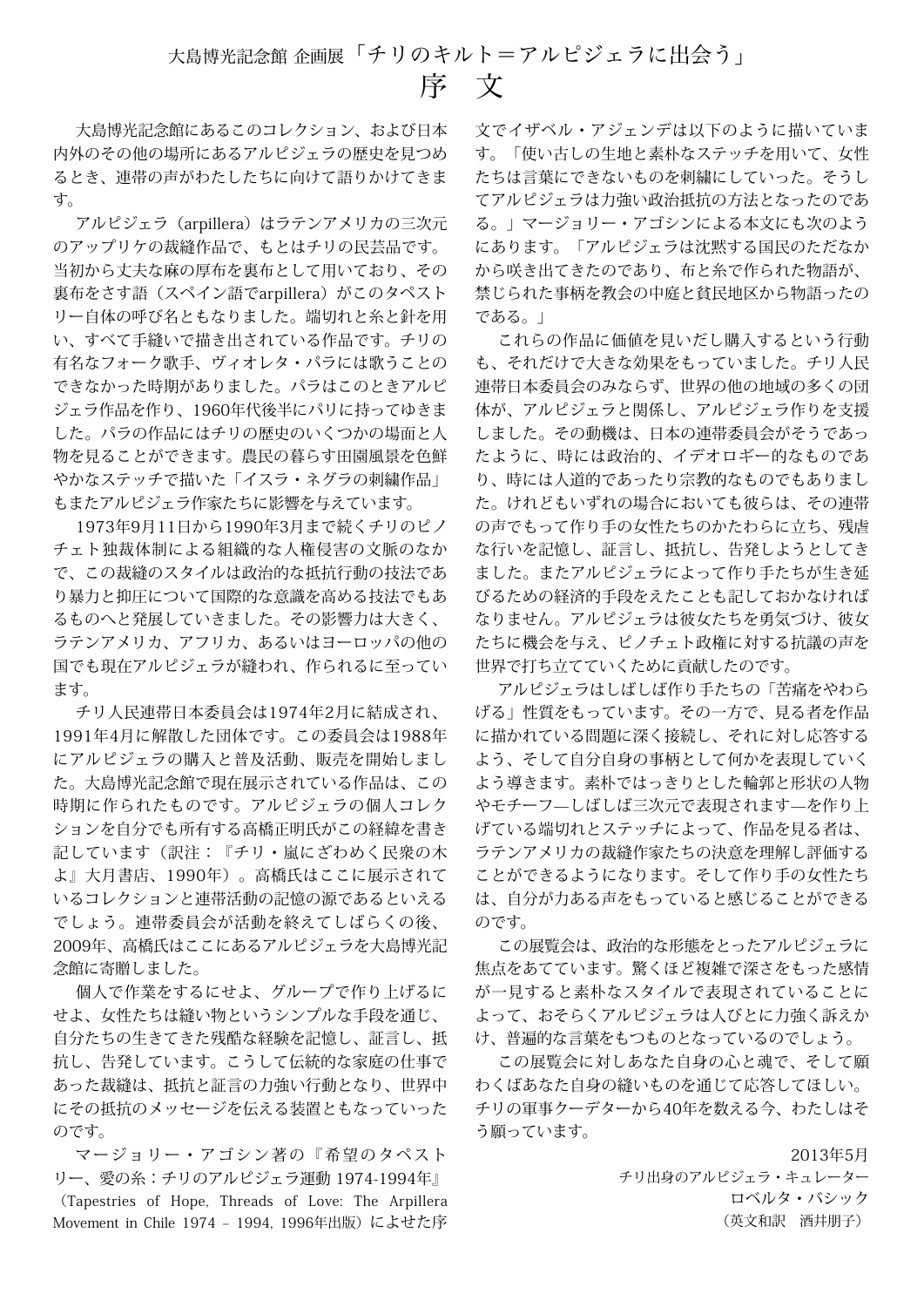大島博光記念館 企画展「チリのキルト＝アルピジェラに出会う」

# 序　文

大島博光記念館にあるこのコレクション、および日本内外のその他の場所にあるアルピジェラの歴史を見つめるとき、連帯の声がわたしたちに向けて語りかけてきます。

アルピジェラ（arpillera）はラテンアメリカの三次元のアップリケの裁縫作品で、もとはチリの民芸品です。当初から丈夫な麻の厚布を裏布として用いており、その裏布をさす語（スペイン語でarpillera）がこのタペストリー自体の呼び名ともなりました。端切れと糸と針を用い、すべて手縫いで描き出されている作品です。チリの有名なフォーク歌手、ヴィオレタ・パラには歌うことのできなかった時期がありました。パラはこのときアルピジェラ作品を作り、1960年代後半にパリに持ってゆきました。パラの作品にはチリの歴史のいくつかの場面と人物を見ることができます。農民の暮らす田園風景を色鮮やかなステッチで描いた「イスラ・ネグラの刺繍作品」もまたアルピジェラ作家たちに影響を与えています。

1973年9月11日から1990年3月まで続くチリのピノチェト独裁体制による組織的な人権侵害の文脈のなかで、この裁縫のスタイルは政治的な抵抗行動の技法であり暴力と抑圧について国際的な意識を高める技法でもあるものへと発展していきました。その影響力は大きく、ラテンアメリカ、アフリカ、あるいはヨーロッパの他の国でも現在アルピジェラが縫われ、作られるに至っています。

チリ人民連帯日本委員会は1974年2月に結成され、1991年4月に解散した団体です。この委員会は1988年にアルピジェラの購入と普及活動、販売を開始しました。大島博光記念館で現在展示されている作品は、この時期に作られたものです。アルピジェラの個人コレクションを自分でも所有する高橋正明氏がこの経緯を書き記しています（訳注：『チリ・嵐にざわめく民衆の木よ』大月書店、1990年）。高橋氏はここに展示されているコレクションと連帯活動の記憶の源であるといえるでしょう。連帯委員会が活動を終えてしばらくの後、2009年、高橋氏はここにあるアルピジェラを大島博光記念館に寄贈しました。

個人で作業をするにせよ、グループで作り上げるにせよ、女性たちは縫い物というシンプルな手段を通じ、自分たちの生きてきた残酷な経験を記憶し、証言し、抵抗し、告発しています。こうして伝統的な家庭の仕事であった裁縫は、抵抗と証言の力強い行動となり、世界中にその抵抗のメッセージを伝える装置ともなっていったのです。

マージョリー・アゴシン著の『希望のタペストリー、愛の糸：チリのアルピジェラ運動 1974-1994年』（Tapestries of Hope, Threads of Love: The Arpillera Movement in Chile 1974 – 1994, 1996年出版）によせた序文でイザベル・アジェンデは以下のように描いています。「使い古しの生地と素朴なステッチを用いて、女性たちは言葉にできないものを刺繍にしていった。そうしてアルピジェラは力強い政治抵抗の方法となったのである。」マージョリー・アゴシンによる本文にも次のようにあります。「アルピジェラは沈黙する国民のただなかから咲き出てきたのであり、布と糸で作られた物語が、禁じられた事柄を教会の中庭と貧民地区から物語ったのである。」

これらの作品に価値を見いだし購入するという行動も、それだけで大きな効果をもっていました。チリ人民連帯日本委員会のみならず、世界の他の地域の多くの団体が、アルピジェラと関係し、アルピジェラ作りを支援しました。その動機は、日本の連帯委員会がそうであったように、時には政治的、イデオロギー的なものであり、時には人道的であったり宗教的なものでもありました。けれどもいずれの場合においても彼らは、その連帯の声でもって作り手の女性たちのかたわらに立ち、残虐な行いを記憶し、証言し、抵抗し、告発しようとしてきました。またアルピジェラによって作り手たちが生き延びるための経済的手段をえたことも記しておかなければなりません。アルピジェラは彼女たちを勇気づけ、彼女たちに機会を与え、ピノチェト政権に対する抗議の声を世界で打ち立てていくために貢献したのです。

アルピジェラはしばしば作り手たちの「苦痛をやわらげる」性質をもっています。その一方で、見る者を作品に描かれている問題に深く接続し、それに対し応答するよう、そして自分自身の事柄として何かを表現していくよう導きます。素朴ではっきりとした輪郭と形状の人物やモチーフ—しばしば三次元で表現されます—を作り上げている端切れとステッチによって、作品を見る者は、ラテンアメリカの裁縫作家たちの決意を理解し評価することができるようになります。そして作り手の女性たちは、自分が力ある声をもっていると感じることができるのです。

この展覧会は、政治的な形態をとったアルピジェラに焦点をあてています。驚くほど複雑で深さをもった感情が一見すると素朴なスタイルで表現されていることによって、おそらくアルピジェラは人びとに力強く訴えかけ、普遍的な言葉をもつものとなっているのでしょう。

この展覧会に対しあなた自身の心と魂で、そして願わくばあなた自身の縫いものを通じて応答してほしい。チリの軍事クーデターから40年を数える今、わたしはそう願っています。

2013年5月
チリ出身のアルピジェラ・キュレーター
ロベルタ・バシック
（英文和訳　酒井朋子）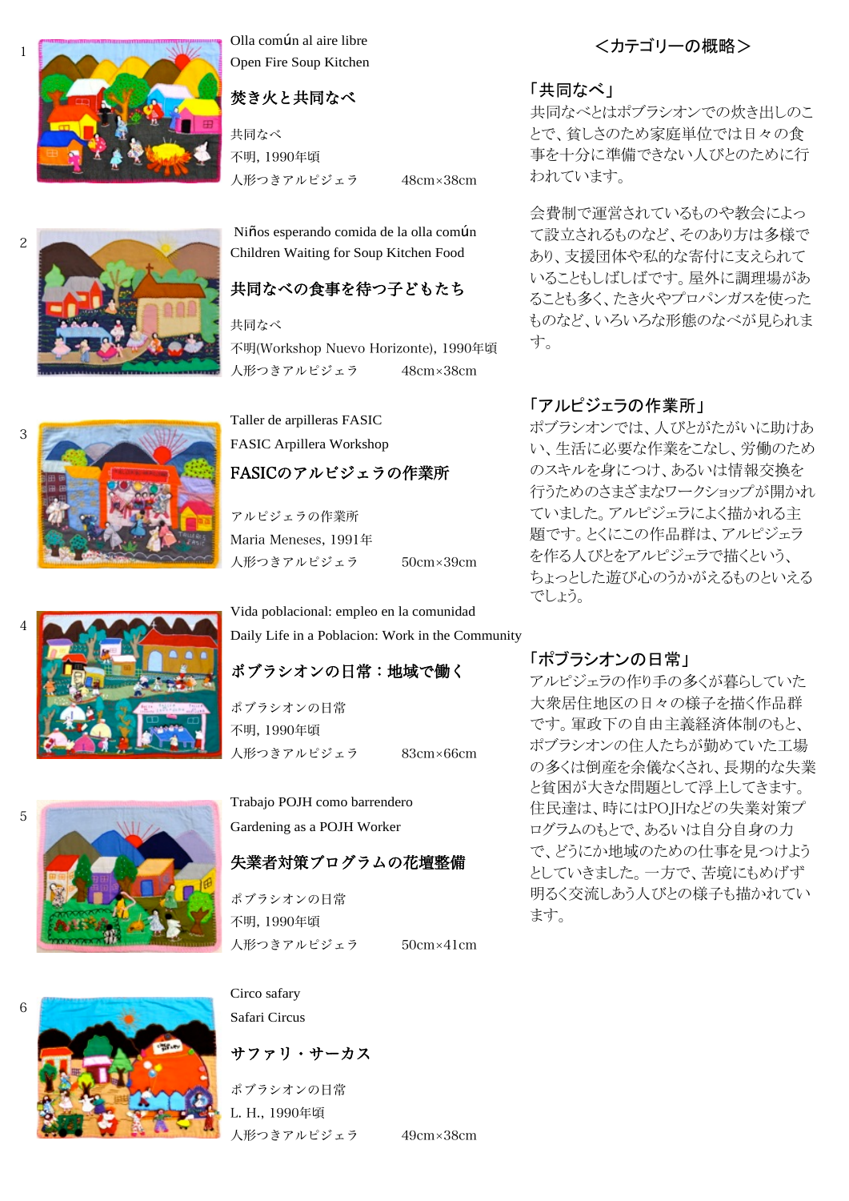1

Olla común al aire libre
Open Fire Soup Kitchen

**焚き火と共同なべ**

共同なべ
不明, 1990年頃
人形つきアルピジェラ　48cm×38cm

2

Niños esperando comida de la olla común
Children Waiting for Soup Kitchen Food

**共同なべの食事を待つ子どもたち**

共同なべ
不明(Workshop Nuevo Horizonte), 1990年頃
人形つきアルピジェラ　48cm×38cm

3

Taller de arpilleras FASIC
FASIC Arpillera Workshop

**FASICのアルピジェラの作業所**

アルピジェラの作業所
Maria Meneses, 1991年
人形つきアルピジェラ　50cm×39cm

4

Vida poblacional: empleo en la comunidad
Daily Life in a Poblacion: Work in the Community

**ポブラシオンの日常：地域で働く**

ポブラシオンの日常
不明, 1990年頃
人形つきアルピジェラ　83cm×66cm

5

Trabajo POJH como barrendero
Gardening as a POJH Worker

**失業者対策プログラムの花壇整備**

ポブラシオンの日常
不明, 1990年頃
人形つきアルピジェラ　50cm×41cm

6

Circo safary
Safari Circus

**サファリ・サーカス**

ポブラシオンの日常
L. H., 1990年頃
人形つきアルピジェラ　49cm×38cm

## ＜カテゴリーの概略＞

### 「共同なべ」

共同なべとはポブラシオンでの炊き出しのことで、貧しさのため家庭単位では日々の食事を十分に準備できない人びとのために行われています。

会費制で運営されているものや教会によって設立されるものなど、そのあり方は多様であり、支援団体や私的な寄付に支えられていることもしばしばです。屋外に調理場があることも多く、たき火やプロパンガスを使ったものなど、いろいろな形態のなべが見られます。

### 「アルピジェラの作業所」

ポブラシオンでは、人びとがたがいに助けあい、生活に必要な作業をこなし、労働のためのスキルを身につけ、あるいは情報交換を行うためのさまざまなワークショップが開かれていました。アルピジェラによく描かれる主題です。とくにこの作品群は、アルピジェラを作る人びとをアルピジェラで描くという、ちょっとした遊び心のうかがえるものといえるでしょう。

### 「ポブラシオンの日常」

アルピジェラの作り手の多くが暮らしていた大衆居住地区の日々の様子を描く作品群です。軍政下の自由主義経済体制のもと、ポブラシオンの住人たちが勤めていた工場の多くは倒産を余儀なくされ、長期的な失業と貧困が大きな問題として浮上してきます。住民達は、時にはPOJHなどの失業対策プログラムのもとで、あるいは自分自身の力で、どうにか地域のための仕事を見つけようとしていきました。一方で、苦境にもめげず明るく交流しあう人びとの様子も描かれています。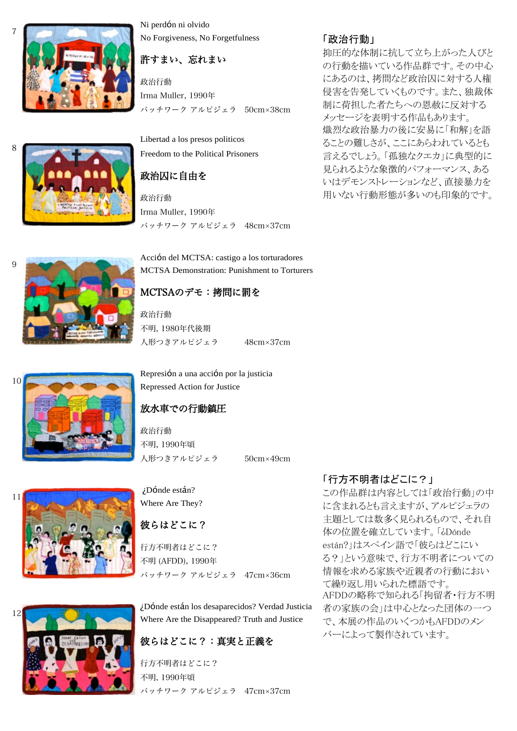7

Ni perdón ni olvido
No Forgiveness, No Forgetfulness

**許すまい、忘れまい**

政治行動
Irma Muller, 1990年
パッチワーク アルピジェラ　50cm×38cm

8

Libertad a los presos politicos
Freedom to the Political Prisoners

**政治囚に自由を**

政治行動
Irma Muller, 1990年
パッチワーク アルピジェラ　48cm×37cm

9

Acción del MCTSA: castigo a los torturadores
MCTSA Demonstration: Punishment to Torturers

**MCTSAのデモ：拷問に罰を**

政治行動
不明, 1980年代後期
人形つきアルピジェラ　48cm×37cm

10

Represión a una acción por la justicia
Repressed Action for Justice

**放水車での行動鎮圧**

政治行動
不明, 1990年頃
人形つきアルピジェラ　50cm×49cm

11

¿Dónde están?
Where Are They?

**彼らはどこに？**

行方不明者はどこに？
不明 (AFDD), 1990年
パッチワーク アルピジェラ　47cm×36cm

12

¿Dónde están los desaparecidos? Verdad Justicia
Where Are the Disappeared? Truth and Justice

**彼らはどこに？：真実と正義を**

行方不明者はどこに？
不明, 1990年頃
パッチワーク アルピジェラ　47cm×37cm

## 「政治行動」

抑圧的な体制に抗して立ち上がった人びとの行動を描いている作品群です。その中心にあるのは、拷問など政治囚に対する人権侵害を告発していくものです。また、独裁体制に荷担した者たちへの恩赦に反対するメッセージを表明する作品もあります。熾烈な政治暴力の後に安易に「和解」を語ることの難しさが、ここにあらわれているとも言えるでしょう。「孤独なクエカ」に典型的に見られるような象徴的パフォーマンス、あるいはデモンストレーションなど、直接暴力を用いない行動形態が多いのも印象的です。

## 「行方不明者はどこに？」

この作品群は内容としては「政治行動」の中に含まれるとも言えますが、アルピジェラの主題としては数多く見られるもので、それ自体の位置を確立しています。「¿Dónde están?」はスペイン語で「彼らはどこにいる？」という意味で、行方不明者についての情報を求める家族や近親者の行動において繰り返し用いられた標語です。AFDDの略称で知られる「拘留者・行方不明者の家族の会」は中心となった団体の一つで、本展の作品のいくつかもAFDDのメンバーによって製作されています。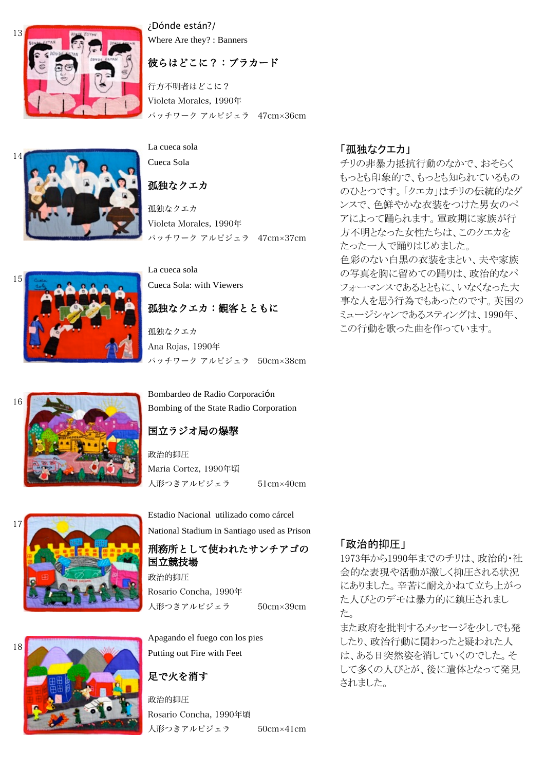13

¿Dónde están?/
Where Are they? : Banners

### 彼らはどこに？：プラカード

行方不明者はどこに？
Violeta Morales, 1990年
パッチワーク アルピジェラ　47cm×36cm

14

La cueca sola
Cueca Sola

### 孤独なクエカ

孤独なクエカ
Violeta Morales, 1990年
パッチワーク アルピジェラ　47cm×37cm

15

La cueca sola
Cueca Sola: with Viewers

### 孤独なクエカ：観客とともに

孤独なクエカ
Ana Rojas, 1990年
パッチワーク アルピジェラ　50cm×38cm

「孤独なクエカ」
チリの非暴力抵抗行動のなかで、おそらくもっとも印象的で、もっとも知られているもののひとつです。「クエカ」はチリの伝統的なダンスで、色鮮やかな衣装をつけた男女のペアによって踊られます。軍政期に家族が行方不明となった女性たちは、このクエカをたった一人で踊りはじめました。
色彩のない白黒の衣装をまとい、夫や家族の写真を胸に留めての踊りは、政治的なパフォーマンスであるとともに、いなくなった大事な人を思う行為でもあったのです。英国のミュージシャンであるスティングは、1990年、この行動を歌った曲を作っています。

16

Bombardeo de Radio Corporación
Bombing of the State Radio Corporation

### 国立ラジオ局の爆撃

政治的抑圧
Maria Cortez, 1990年頃
人形つきアルピジェラ　51cm×40cm

17

Estadio Nacional utilizado como cárcel
National Stadium in Santiago used as Prison

### 刑務所として使われたサンチアゴの国立競技場

政治的抑圧
Rosario Concha, 1990年
人形つきアルピジェラ　50cm×39cm

18

Apagando el fuego con los pies
Putting out Fire with Feet

### 足で火を消す

政治的抑圧
Rosario Concha, 1990年頃
人形つきアルピジェラ　50cm×41cm

「政治的抑圧」
1973年から1990年までのチリは、政治的・社会的な表現や活動が激しく抑圧される状況にありました。辛苦に耐えかねて立ち上がった人びとのデモは暴力的に鎮圧されました。
また政府を批判するメッセージを少しでも発したり、政治行動に関わったと疑われた人は、ある日突然姿を消していくのでした。そして多くの人びとが、後に遺体となって発見されました。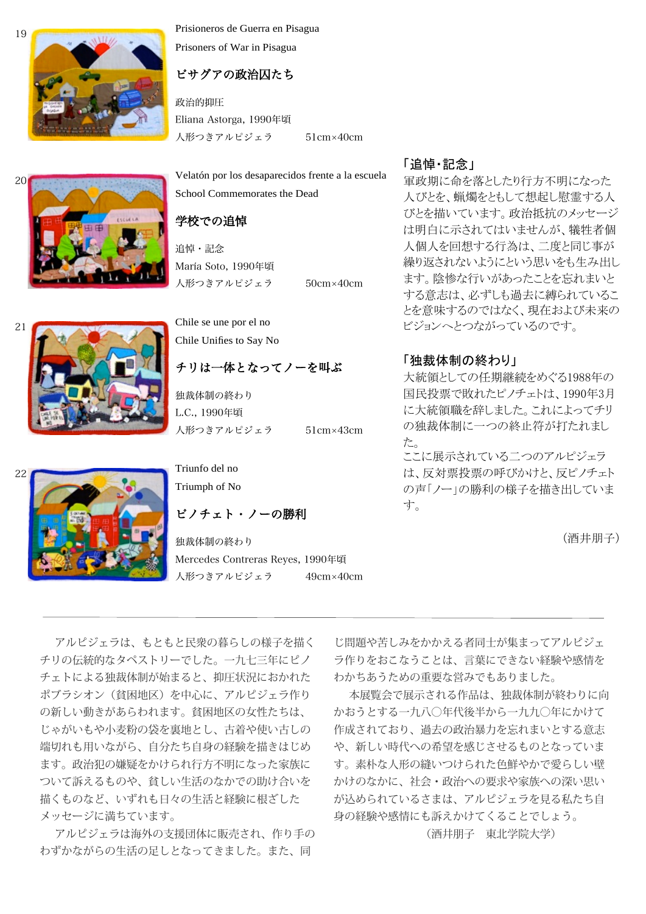19

Prisioneros de Guerra en Pisagua

Prisoners of War in Pisagua

**ピサグアの政治囚たち**

政治的抑圧
Eliana Astorga, 1990年頃
人形つきアルピジェラ　　51cm×40cm

20

Velatón por los desaparecidos frente a la escuela

School Commemorates the Dead

**学校での追悼**

追悼・記念
María Soto, 1990年頃
人形つきアルピジェラ　　50cm×40cm

21

Chile se une por el no

Chile Unifies to Say No

**チリは一体となってノーを叫ぶ**

独裁体制の終わり
L.C., 1990年頃
人形つきアルピジェラ　　51cm×43cm

22

Triunfo del no

Triumph of No

**ピノチェト・ノーの勝利**

独裁体制の終わり
Mercedes Contreras Reyes, 1990年頃
人形つきアルピジェラ　　49cm×40cm

## 「追悼・記念」

軍政期に命を落としたり行方不明になった人びとを、蝋燭をともして想起し慰霊する人びとを描いています。政治抵抗のメッセージは明白に示されてはいませんが、犠牲者個人個人を回想する行為は、二度と同じ事が繰り返されないようにという思いをも生み出します。陰惨な行いがあったことを忘れまいとする意志は、必ずしも過去に縛られていることを意味するのではなく、現在および未来のビジョンへとつながっているのです。

## 「独裁体制の終わり」

大統領としての任期継続をめぐる1988年の国民投票で敗れたピノチェトは、1990年3月に大統領職を辞しました。これによってチリの独裁体制に一つの終止符が打たれました。
ここに展示されている二つのアルピジェラは、反対票投票の呼びかけと、反ピノチェトの声「ノー」の勝利の様子を描き出しています。

（酒井朋子）

---

アルピジェラは、もともと民衆の暮らしの様子を描くチリの伝統的なタペストリーでした。一九七三年にピノチェトによる独裁体制が始まると、抑圧状況におかれたポブラシオン（貧困地区）を中心に、アルピジェラ作りの新しい動きがあらわれます。貧困地区の女性たちは、じゃがいもや小麦粉の袋を裏地とし、古着や使い古しの端切れも用いながら、自分たち自身の経験を描きはじめます。政治犯の嫌疑をかけられ行方不明になった家族について訴えるものや、貧しい生活のなかでの助け合いを描くものなど、いずれも日々の生活と経験に根ざしたメッセージに満ちています。

アルピジェラは海外の支援団体に販売され、作り手のわずかながらの生活の足しとなってきました。また、同じ問題や苦しみをかかえる者同士が集まってアルピジェラ作りをおこなうことは、言葉にできない経験や感情をわかちあうための重要な営みでもありました。

本展覧会で展示される作品は、独裁体制が終わりに向かおうとする一九八〇年代後半から一九九〇年にかけて作成されており、過去の政治暴力を忘れまいとする意志や、新しい時代への希望を感じさせるものとなっています。素朴な人形の縫いつけられた色鮮やかで愛らしい壁かけのなかに、社会・政治への要求や家族への深い思いが込められているさまは、アルピジェラを見る私たち自身の経験や感情にも訴えかけてくることでしょう。

（酒井朋子　東北学院大学）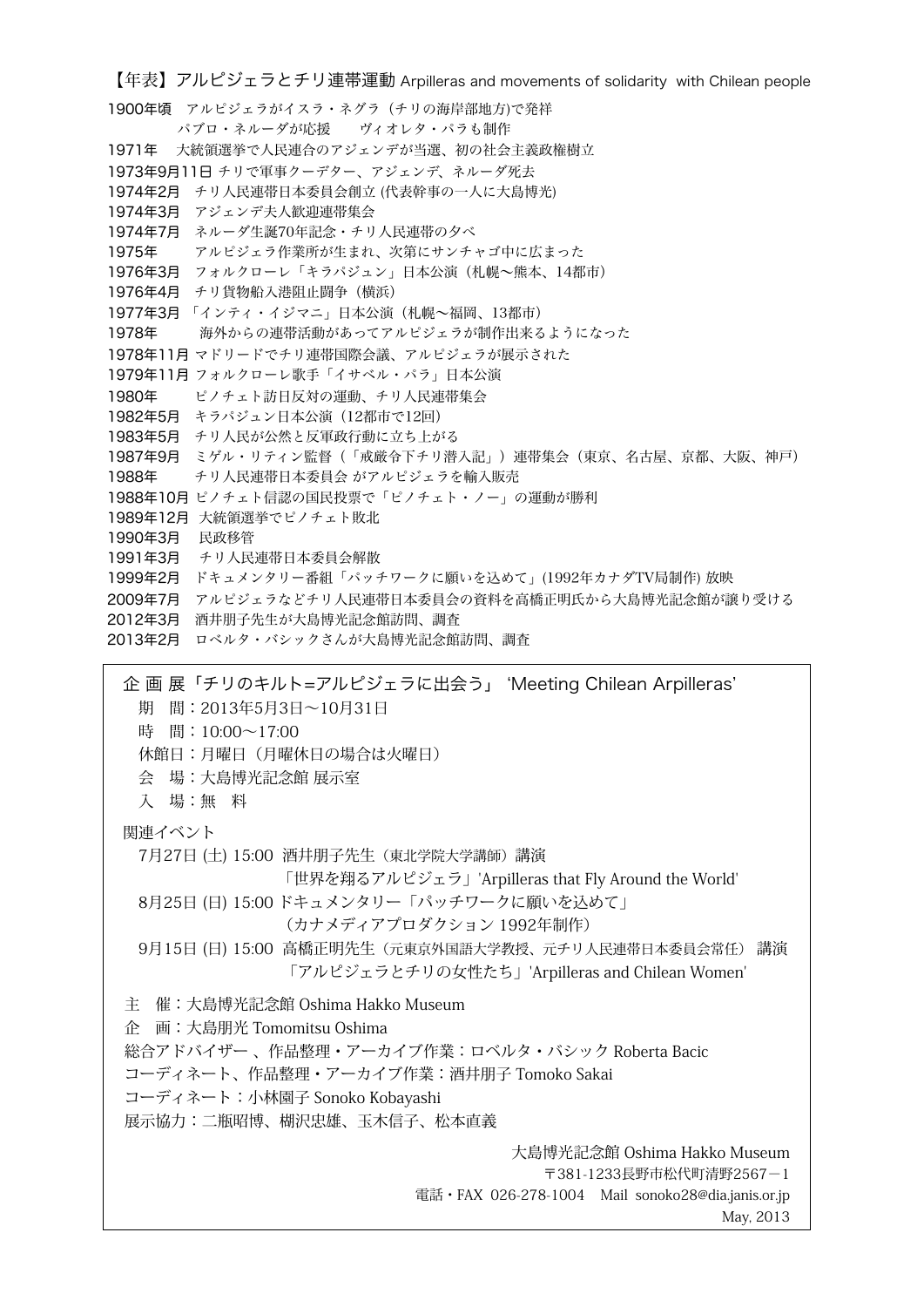## 【年表】アルピジェラとチリ連帯運動 Arpilleras and movements of solidarity with Chilean people

1900年頃　アルピジェラがイスラ・ネグラ（チリの海岸部地方)で発祥
　　　　　パブロ・ネルーダが応援　　ヴィオレタ・パラも制作
1971年　大統領選挙で人民連合のアジェンデが当選、初の社会主義政権樹立
1973年9月11日 チリで軍事クーデター、アジェンデ、ネルーダ死去
1974年2月　チリ人民連帯日本委員会創立 (代表幹事の一人に大島博光)
1974年3月　アジェンデ夫人歓迎連帯集会
1974年7月　ネルーダ生誕70年記念・チリ人民連帯の夕べ
1975年　　アルピジェラ作業所が生まれ、次第にサンチャゴ中に広まった
1976年3月　フォルクローレ「キラパジュン」日本公演（札幌〜熊本、14都市）
1976年4月　チリ貨物船入港阻止闘争（横浜）
1977年3月 「インティ・イジマニ」日本公演（札幌〜福岡、13都市）
1978年　　海外からの連帯活動があってアルピジェラが制作出来るようになった
1978年11月 マドリードでチリ連帯国際会議、アルピジェラが展示された
1979年11月 フォルクローレ歌手「イサベル・パラ」日本公演
1980年　　ピノチェト訪日反対の運動、チリ人民連帯集会
1982年5月　キラパジュン日本公演（12都市で12回）
1983年5月　チリ人民が公然と反軍政行動に立ち上がる
1987年9月　ミゲル・リティン監督（「戒厳令下チリ潜入記」）連帯集会（東京、名古屋、京都、大阪、神戸）
1988年　　チリ人民連帯日本委員会 がアルピジェラを輸入販売
1988年10月 ピノチェト信認の国民投票で「ピノチェト・ノー」の運動が勝利
1989年12月 大統領選挙でピノチェト敗北
1990年3月　民政移管
1991年3月　チリ人民連帯日本委員会解散
1999年2月　ドキュメンタリー番組「パッチワークに願いを込めて」(1992年カナダTV局制作) 放映
2009年7月　アルピジェラなどチリ人民連帯日本委員会の資料を高橋正明氏から大島博光記念館が譲り受ける
2012年3月　酒井朋子先生が大島博光記念館訪問、調査
2013年2月　ロベルタ・バシックさんが大島博光記念館訪問、調査

---

### 企 画 展「チリのキルト=アルピジェラに出会う」 'Meeting Chilean Arpilleras'

期　間：2013年5月3日〜10月31日
時　間：10:00〜17:00
休館日：月曜日（月曜休日の場合は火曜日）
会　場：大島博光記念館 展示室
入　場：無　料

関連イベント

7月27日 (土) 15:00　酒井朋子先生（東北学院大学講師）講演
　　「世界を翔るアルピジェラ」'Arpilleras that Fly Around the World'
8月25日 (日) 15:00 ドキュメンタリー「パッチワークに願いを込めて」
　　（カナメディアプロダクション 1992年制作）
9月15日 (日) 15:00　高橋正明先生（元東京外国語大学教授、元チリ人民連帯日本委員会常任）講演
　　「アルピジェラとチリの女性たち」'Arpilleras and Chilean Women'

主　催：大島博光記念館 Oshima Hakko Museum
企　画：大島朋光 Tomomitsu Oshima
総合アドバイザー 、作品整理・アーカイブ作業：ロベルタ・バシック Roberta Bacic
コーディネート、作品整理・アーカイブ作業：酒井朋子 Tomoko Sakai
コーディネート：小林園子 Sonoko Kobayashi
展示協力：二瓶昭博、榭沢忠雄、玉木信子、松本直義

大島博光記念館 Oshima Hakko Museum
〒381-1233長野市松代町清野2567−1
電話・FAX 026-278-1004　Mail sonoko28@dia.janis.or.jp
May, 2013